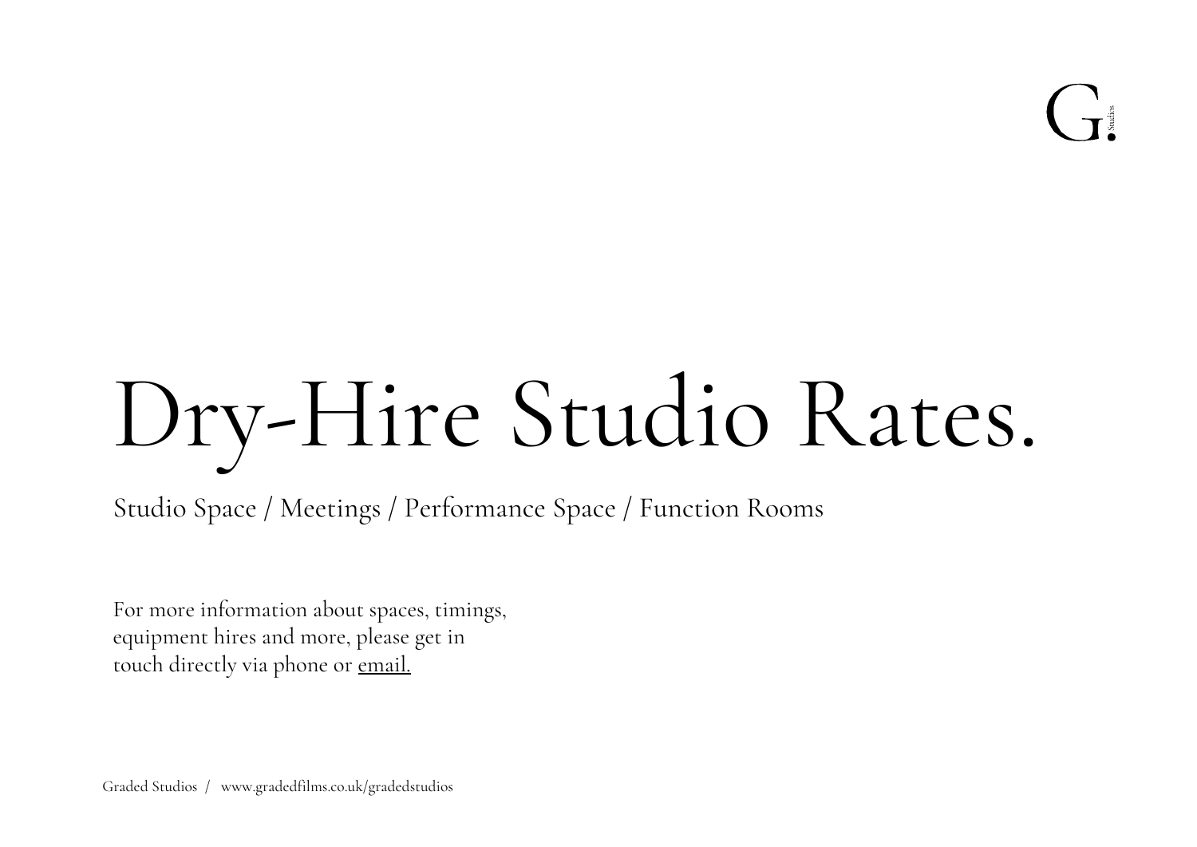# Dry-Hire Studio Rates.

Studio Space / Meetings / Performance Space / Function Rooms

For more information about spaces, timings, equipment hires and more, please get in touch directly via phone or email.

Graded Studios / www.gradedfilms.co.uk/gradedstudios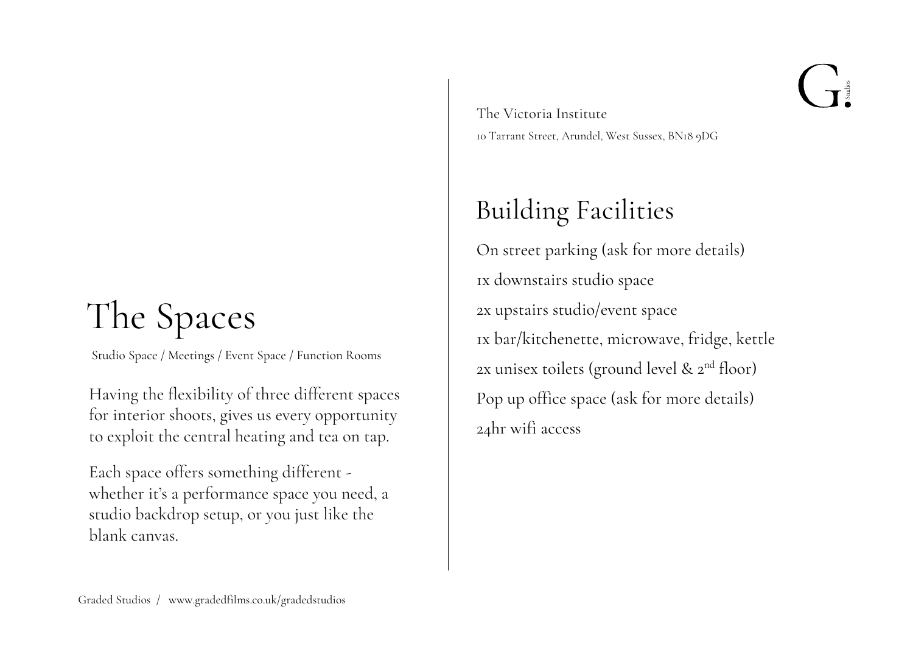# The Spaces

Studio Space / Meetings / Event Space / Function Rooms

Having the flexibility of three different spaces for interior shoots, gives us every opportunity to exploit the central heating and tea on tap.

Each space offers something different - whether it's a performance space you need, a studio backdrop setup, or you just like the blank canvas.

The Victoria Institute

10 Tarrant Street, Arundel, West Sussex, BN18 9DG

# Building Facilities

On street parking (ask for more details)

1x downstairs studio space

2x upstairs studio/event space

1x bar/kitchenette, microwave, fridge, kettle

2x unisex toilets (ground level & 2nd floor)

Pop up office space (ask for more details)

24hr wifi access

Graded Studios / www.gradedfilms.co.uk/gradedstudios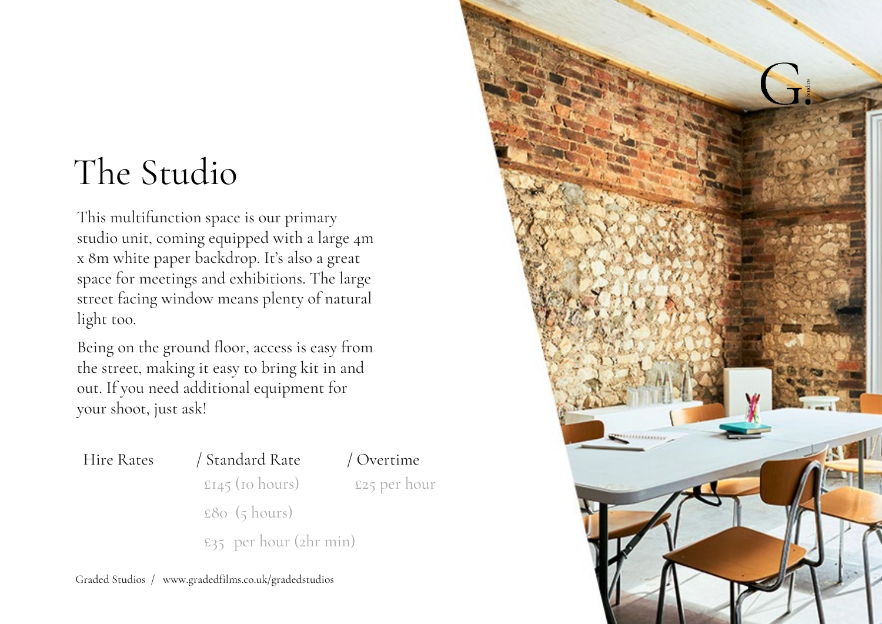# The Studio

This multifunction space is our primary studio unit, coming equipped with a large 4m x 8m white paper backdrop. It's also a great space for meetings and exhibitions. The large street facing window means plenty of natural light too.

Being on the ground floor, access is easy from the street, making it easy to bring kit in and out. If you need additional equipment for your shoot, just ask!

| Hire Rates | / Standard Rate | / Overtime |
| --- | --- | --- |
| | £145 (10 hours) | £25 per hour |
| | £80 (5 hours) | |
| | £35 per hour (2hr min) | |

Graded Studios / www.gradedfilms.co.uk/gradedstudios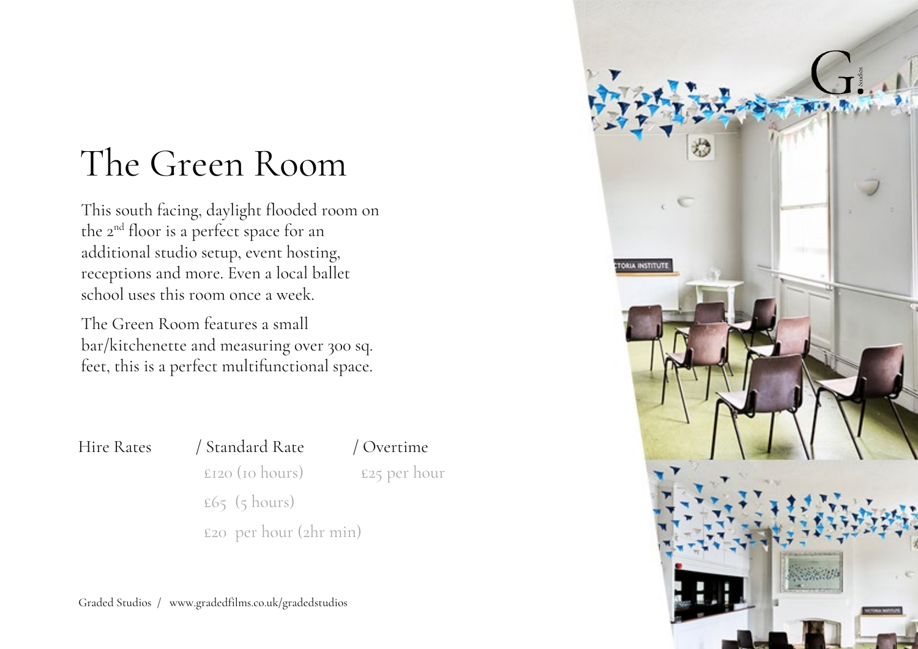# The Green Room

This south facing, daylight flooded room on the 2nd floor is a perfect space for an additional studio setup, event hosting, receptions and more. Even a local ballet school uses this room once a week.

The Green Room features a small bar/kitchenette and measuring over 300 sq. feet, this is a perfect multifunctional space.

| Hire Rates | / Standard Rate | / Overtime |
|---|---|---|
| | £120 (10 hours) | £25 per hour |
| | £65 (5 hours) | |
| | £20 per hour (2hr min) | |

Graded Studios / www.gradedfilms.co.uk/gradedstudios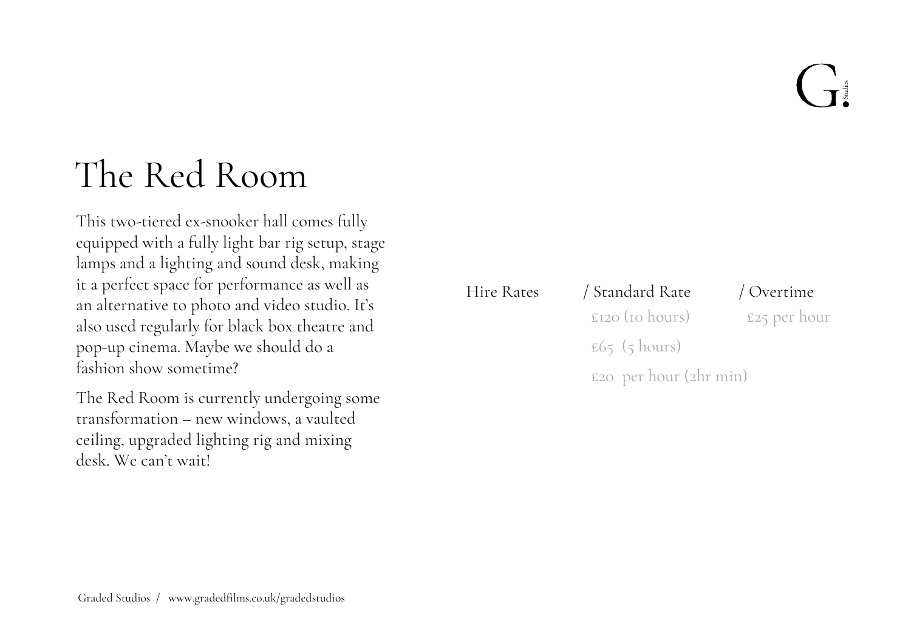# The Red Room

This two-tiered ex-snooker hall comes fully equipped with a fully light bar rig setup, stage lamps and a lighting and sound desk, making it a perfect space for performance as well as an alternative to photo and video studio. It's also used regularly for black box theatre and pop-up cinema. Maybe we should do a fashion show sometime?

The Red Room is currently undergoing some transformation – new windows, a vaulted ceiling, upgraded lighting rig and mixing desk. We can't wait!

| Hire Rates | / Standard Rate | / Overtime |
| --- | --- | --- |
| | £120 (10 hours) | £25 per hour |
| | £65 (5 hours) | |
| | £20 per hour (2hr min) | |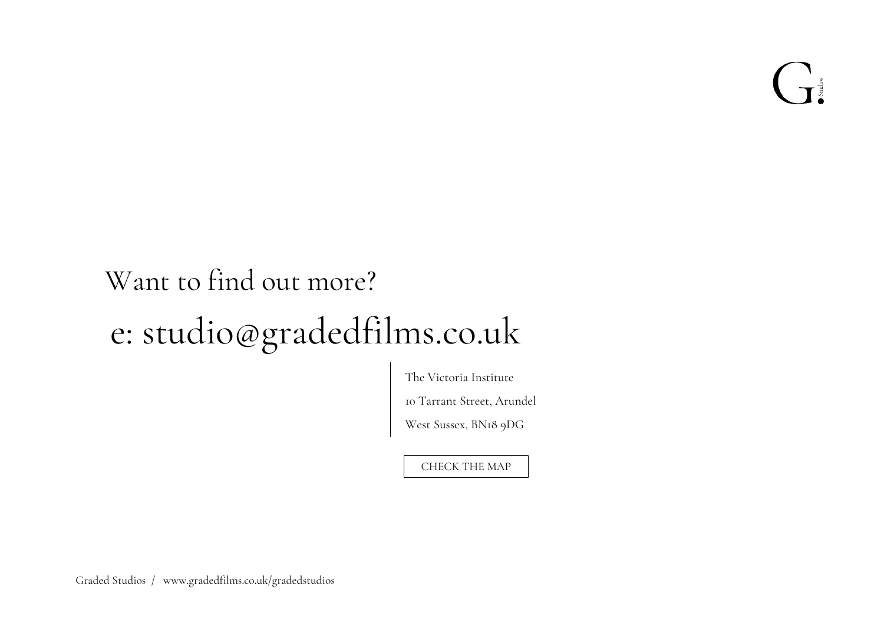G. Studios

## Want to find out more?

## e: studio@gradedfilms.co.uk

The Victoria Institute
10 Tarrant Street, Arundel
West Sussex, BN18 9DG

CHECK THE MAP

Graded Studios / www.gradedfilms.co.uk/gradedstudios